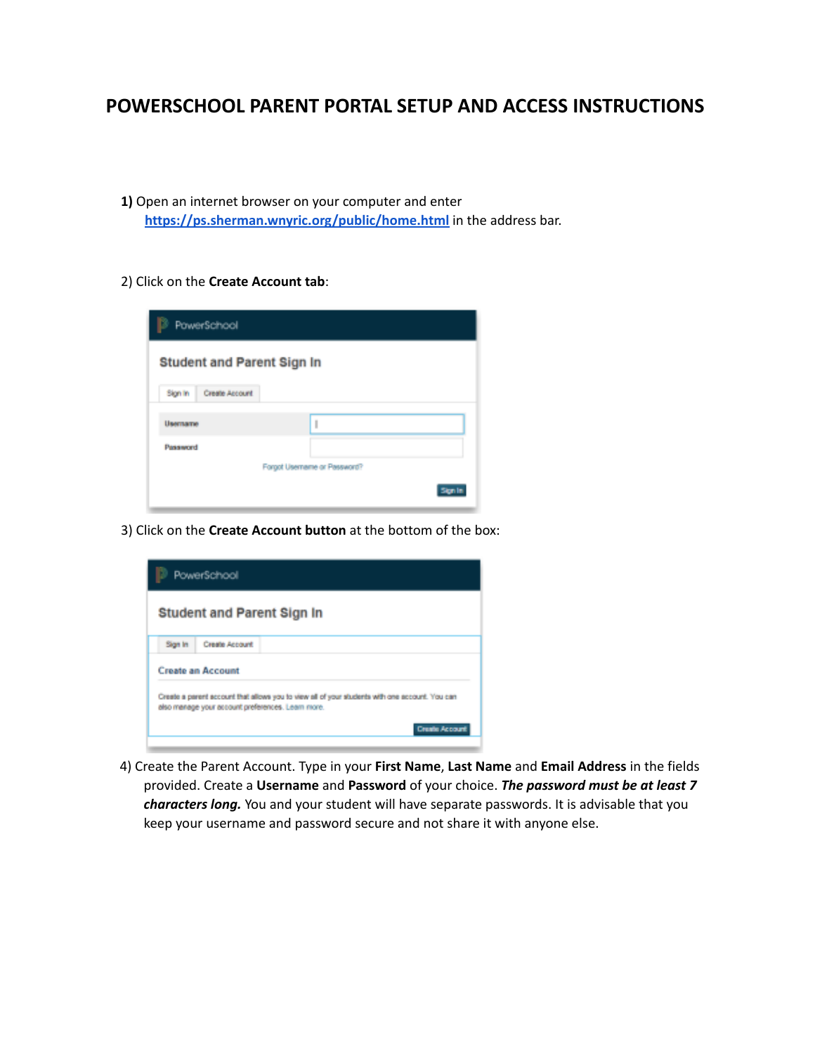# POWERSCHOOL PARENT PORTAL SETUP AND ACCESS INSTRUCTIONS

**1)** Open an internet browser on your computer and enter [https://ps.sherman.wnyric.org/public/home.html](https://ps.sherman.wnyric.org/public/home.html) in the address bar.

2) Click on the **Create Account tab**:

3) Click on the **Create Account button** at the bottom of the box:

4) Create the Parent Account. Type in your **First Name**, **Last Name** and **Email Address** in the fields provided. Create a **Username** and **Password** of your choice. ***The password must be at least 7 characters long.*** You and your student will have separate passwords. It is advisable that you keep your username and password secure and not share it with anyone else.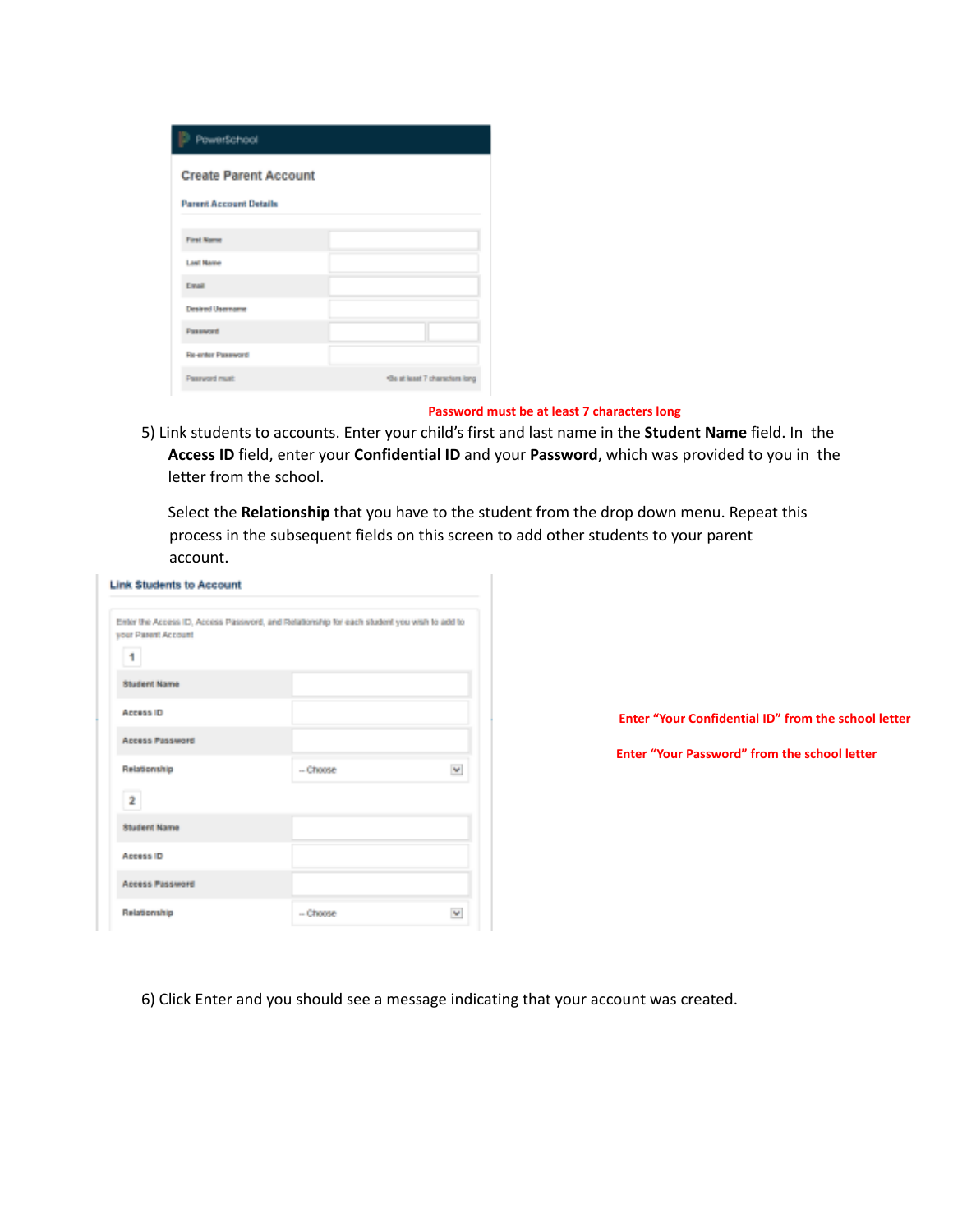**PowerSchool**

**Create Parent Account**

**Parent Account Details**

| | |
|---|---|
| First Name | |
| Last Name | |
| Email | |
| Desired Username | |
| Password | |
| Re-enter Password | |
| Password must: | •Be at least 7 characters long |

**Password must be at least 7 characters long**

5) Link students to accounts. Enter your child's first and last name in the **Student Name** field. In the **Access ID** field, enter your **Confidential ID** and your **Password**, which was provided to you in the letter from the school.

Select the **Relationship** that you have to the student from the drop down menu. Repeat this process in the subsequent fields on this screen to add other students to your parent account.

**Link Students to Account**

Enter the Access ID, Access Password, and Relationship for each student you wish to add to your Parent Account

1

| | |
|---|---|
| Student Name | |
| Access ID | |
| Access Password | |
| Relationship | -- Choose |

2

| | |
|---|---|
| Student Name | |
| Access ID | |
| Access Password | |
| Relationship | -- Choose |

**Enter "Your Confidential ID" from the school letter**

**Enter "Your Password" from the school letter**

6) Click Enter and you should see a message indicating that your account was created.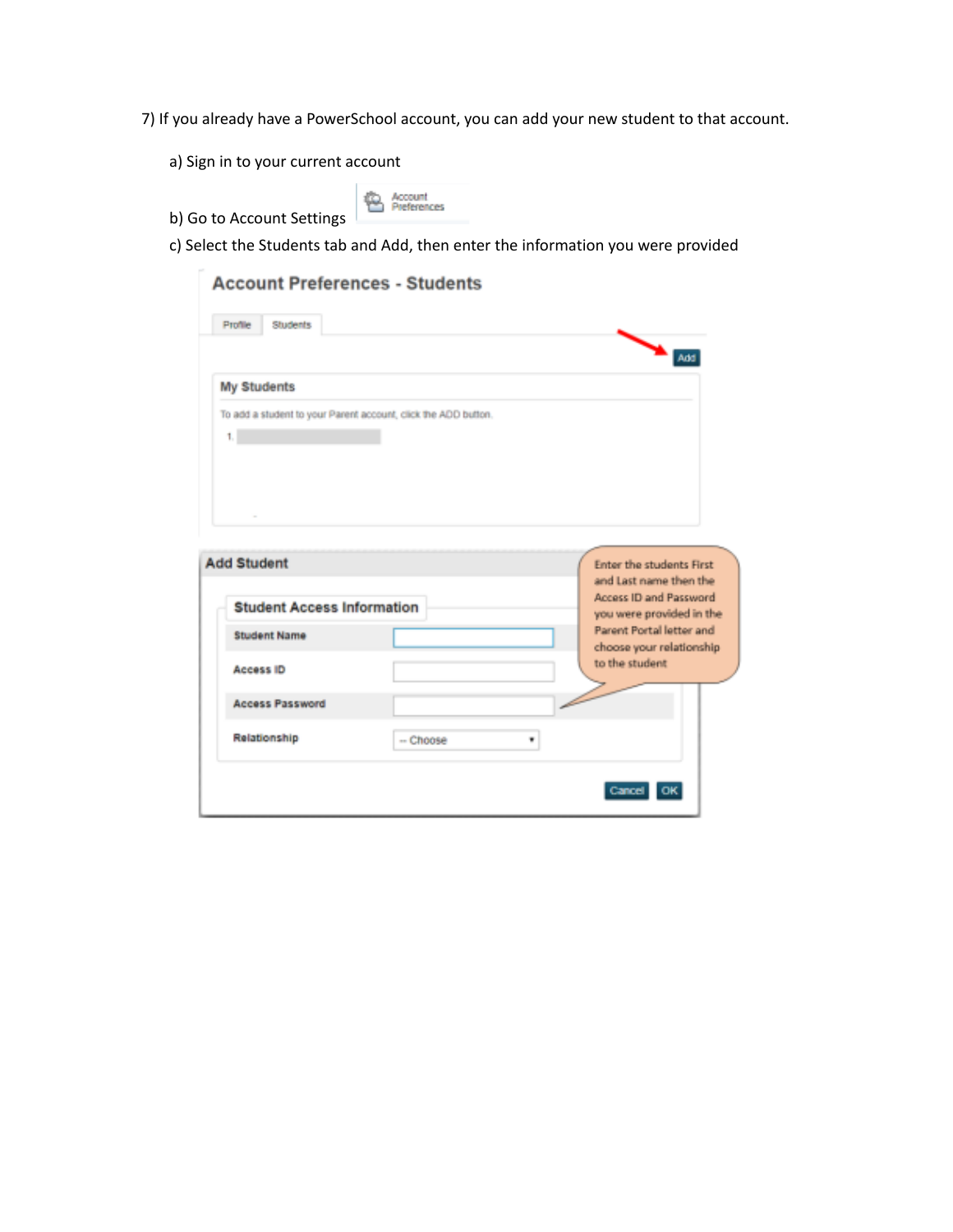7) If you already have a PowerSchool account, you can add your new student to that account.

a) Sign in to your current account

b) Go to Account Settings

Account Preferences

c) Select the Students tab and Add, then enter the information you were provided

**Account Preferences - Students**

Profile | Students

Add

**My Students**

To add a student to your Parent account, click the ADD button.

1.

**Add Student**

**Student Access Information**

| | |
|---|---|
| Student Name | |
| Access ID | |
| Access Password | |
| Relationship | -- Choose |

Cancel | OK

Enter the students First and Last name then the Access ID and Password you were provided in the Parent Portal letter and choose your relationship to the student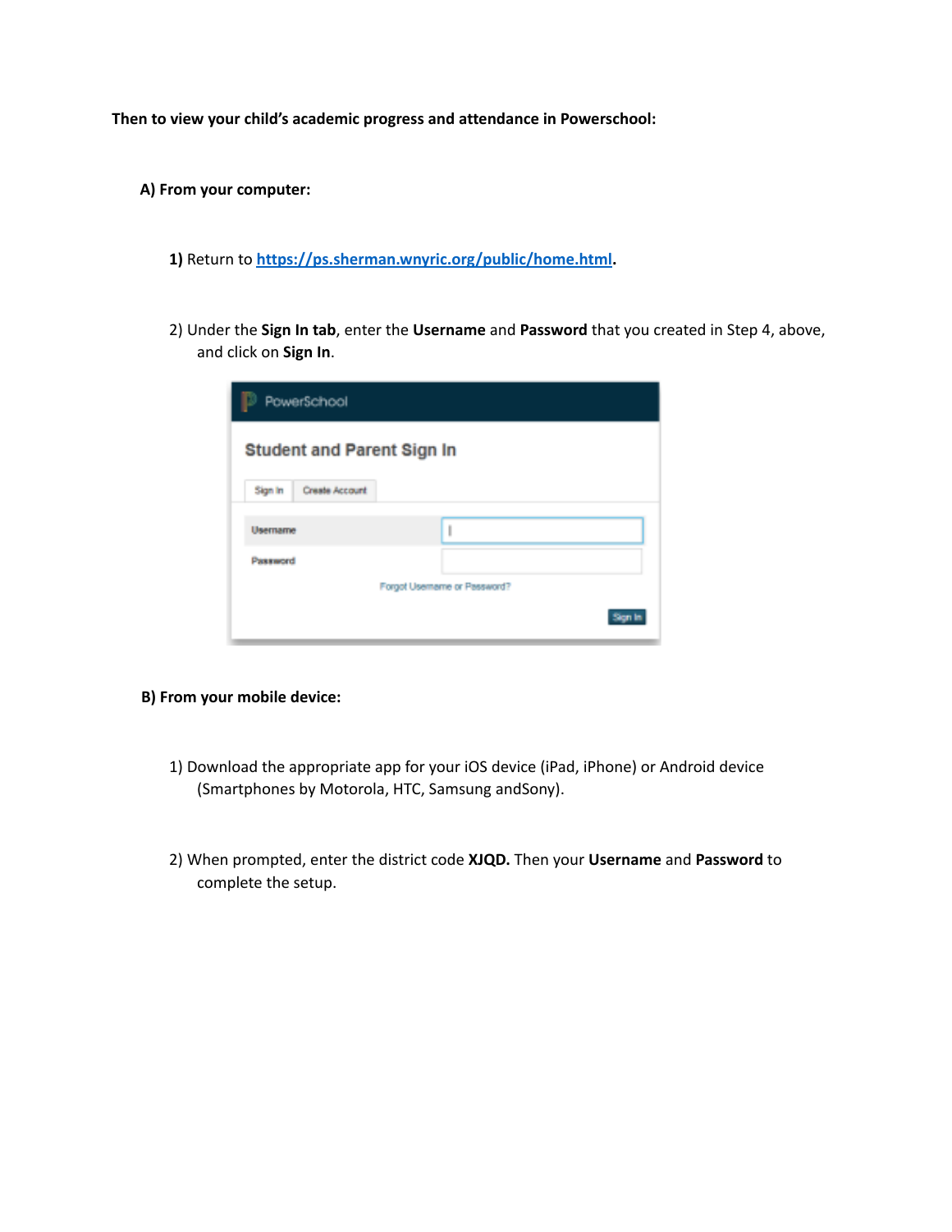**Then to view your child's academic progress and attendance in Powerschool:**

**A) From your computer:**

**1)** Return to [https://ps.sherman.wnyric.org/public/home.html](https://ps.sherman.wnyric.org/public/home.html).

2) Under the **Sign In tab**, enter the **Username** and **Password** that you created in Step 4, above, and click on **Sign In**.

PowerSchool

Student and Parent Sign In

Sign In | Create Account

Username

Password

Forgot Username or Password?

Sign In

**B) From your mobile device:**

1) Download the appropriate app for your iOS device (iPad, iPhone) or Android device (Smartphones by Motorola, HTC, Samsung andSony).

2) When prompted, enter the district code **XJQD.** Then your **Username** and **Password** to complete the setup.